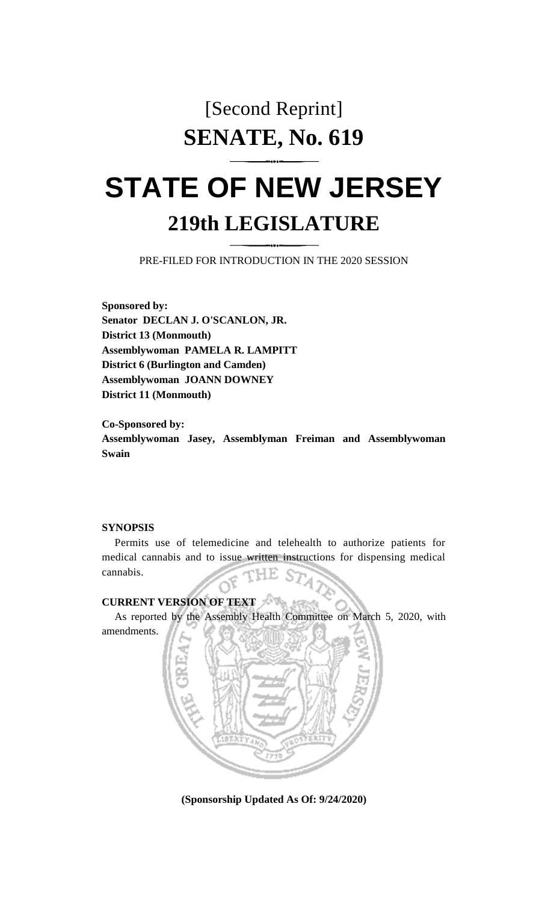[Second Reprint]

# SENATE, No. 619

# STATE OF NEW JERSEY

## 219th LEGISLATURE

PRE-FILED FOR INTRODUCTION IN THE 2020 SESSION

**Sponsored by:**
**Senator DECLAN J. O'SCANLON, JR.**
**District 13 (Monmouth)**
**Assemblywoman PAMELA R. LAMPITT**
**District 6 (Burlington and Camden)**
**Assemblywoman JOANN DOWNEY**
**District 11 (Monmouth)**

**Co-Sponsored by:**
**Assemblywoman Jasey, Assemblyman Freiman and Assemblywoman Swain**

**SYNOPSIS**

Permits use of telemedicine and telehealth to authorize patients for medical cannabis and to issue written instructions for dispensing medical cannabis.

**CURRENT VERSION OF TEXT**

As reported by the Assembly Health Committee on March 5, 2020, with amendments.

**(Sponsorship Updated As Of: 9/24/2020)**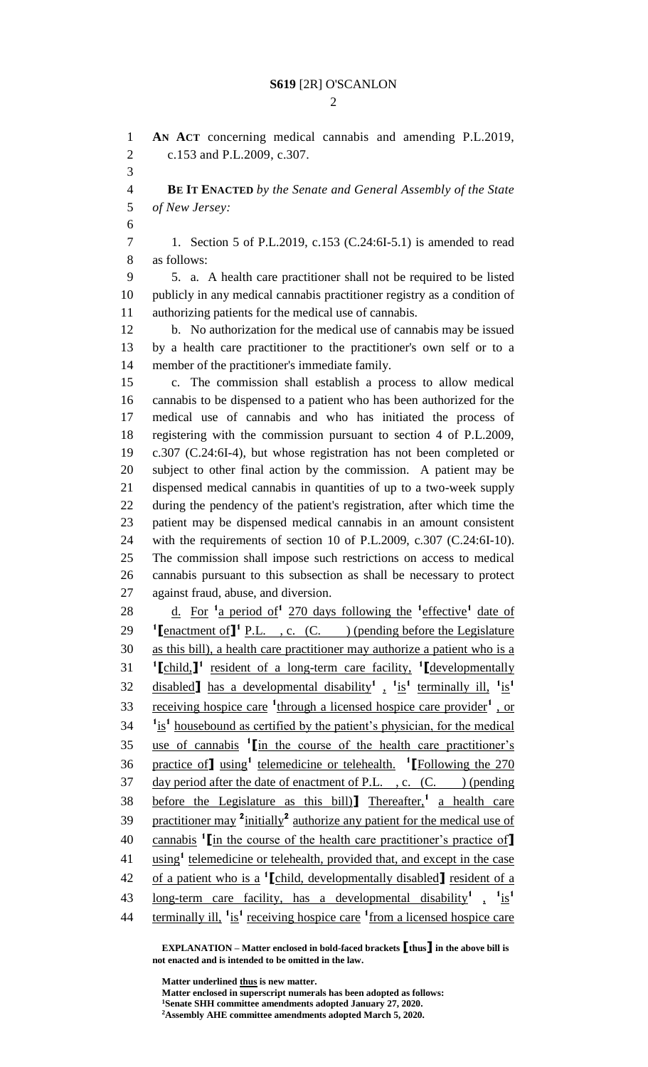**AN ACT** concerning medical cannabis and amending P.L.2019, c.153 and P.L.2009, c.307.

**BE IT ENACTED** *by the Senate and General Assembly of the State of New Jersey:*

1. Section 5 of P.L.2019, c.153 (C.24:6I-5.1) is amended to read as follows:

5. a. A health care practitioner shall not be required to be listed publicly in any medical cannabis practitioner registry as a condition of authorizing patients for the medical use of cannabis.

b. No authorization for the medical use of cannabis may be issued by a health care practitioner to the practitioner's own self or to a member of the practitioner's immediate family.

c. The commission shall establish a process to allow medical cannabis to be dispensed to a patient who has been authorized for the medical use of cannabis and who has initiated the process of registering with the commission pursuant to section 4 of P.L.2009, c.307 (C.24:6I-4), but whose registration has not been completed or subject to other final action by the commission. A patient may be dispensed medical cannabis in quantities of up to a two-week supply during the pendency of the patient's registration, after which time the patient may be dispensed medical cannabis in an amount consistent with the requirements of section 10 of P.L.2009, c.307 (C.24:6I-10). The commission shall impose such restrictions on access to medical cannabis pursuant to this subsection as shall be necessary to protect against fraud, abuse, and diversion.

d. For [1]a period of[1] 270 days following the [1]effective[1] date of [1][enactment of][1] P.L. , c. (C. ) (pending before the Legislature as this bill), a health care practitioner may authorize a patient who is a [1][child,][1] resident of a long-term care facility, [1][developmentally disabled] has a developmental disability[1] , [1]is[1] terminally ill, [1]is[1] receiving hospice care [1]through a licensed hospice care provider[1] , or [1]is[1] housebound as certified by the patient's physician, for the medical use of cannabis [1][in the course of the health care practitioner's practice of] using[1] telemedicine or telehealth. [1][Following the 270 day period after the date of enactment of P.L. , c. (C. ) (pending before the Legislature as this bill)] Thereafter,[1] a health care practitioner may [2]initially[2] authorize any patient for the medical use of cannabis [1][in the course of the health care practitioner's practice of] using[1] telemedicine or telehealth, provided that, and except in the case of a patient who is a [1][child, developmentally disabled] resident of a long-term care facility, has a developmental disability[1] , [1]is[1] terminally ill, [1]is[1] receiving hospice care [1]from a licensed hospice care

**EXPLANATION – Matter enclosed in bold-faced brackets [thus] in the above bill is not enacted and is intended to be omitted in the law.**

**Matter underlined thus is new matter.**
**Matter enclosed in superscript numerals has been adopted as follows:**
[1]**Senate SHH committee amendments adopted January 27, 2020.**
[2]**Assembly AHE committee amendments adopted March 5, 2020.**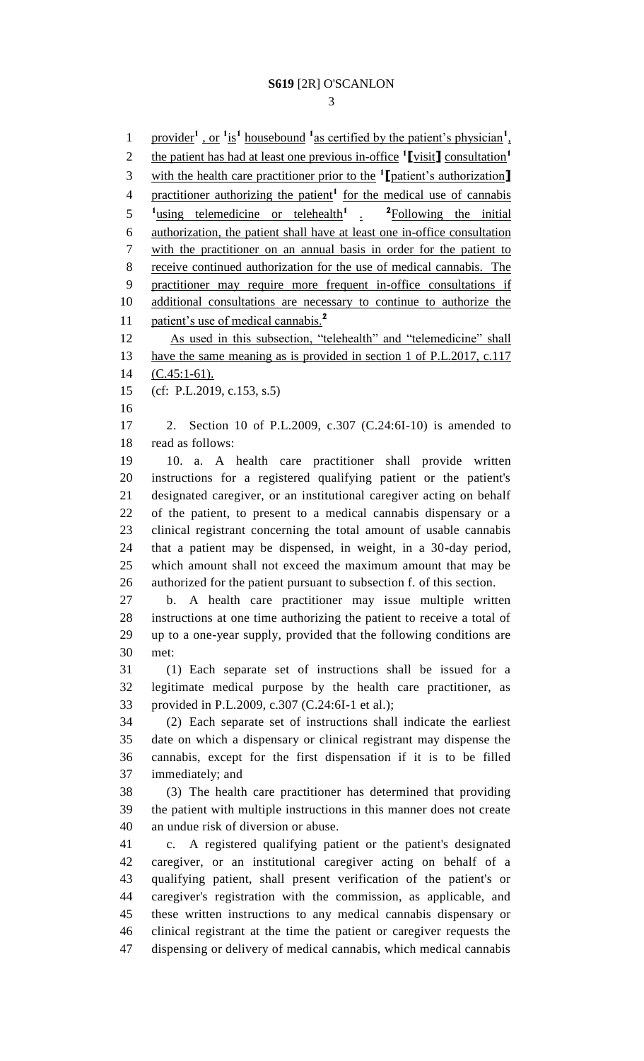provider[1] , or [1]is[1] housebound [1]as certified by the patient's physician[1], the patient has had at least one previous in-office [1][visit] consultation[1] with the health care practitioner prior to the [1][patient's authorization] practitioner authorizing the patient[1] for the medical use of cannabis [1]using telemedicine or telehealth[1] . [2]Following the initial authorization, the patient shall have at least one in-office consultation with the practitioner on an annual basis in order for the patient to receive continued authorization for the use of medical cannabis. The practitioner may require more frequent in-office consultations if additional consultations are necessary to continue to authorize the patient's use of medical cannabis.[2]

As used in this subsection, "telehealth" and "telemedicine" shall have the same meaning as is provided in section 1 of P.L.2017, c.117 (C.45:1-61).

(cf: P.L.2019, c.153, s.5)

2. Section 10 of P.L.2009, c.307 (C.24:6I-10) is amended to read as follows:

10. a. A health care practitioner shall provide written instructions for a registered qualifying patient or the patient's designated caregiver, or an institutional caregiver acting on behalf of the patient, to present to a medical cannabis dispensary or a clinical registrant concerning the total amount of usable cannabis that a patient may be dispensed, in weight, in a 30-day period, which amount shall not exceed the maximum amount that may be authorized for the patient pursuant to subsection f. of this section.

b. A health care practitioner may issue multiple written instructions at one time authorizing the patient to receive a total of up to a one-year supply, provided that the following conditions are met:

(1) Each separate set of instructions shall be issued for a legitimate medical purpose by the health care practitioner, as provided in P.L.2009, c.307 (C.24:6I-1 et al.);

(2) Each separate set of instructions shall indicate the earliest date on which a dispensary or clinical registrant may dispense the cannabis, except for the first dispensation if it is to be filled immediately; and

(3) The health care practitioner has determined that providing the patient with multiple instructions in this manner does not create an undue risk of diversion or abuse.

c. A registered qualifying patient or the patient's designated caregiver, or an institutional caregiver acting on behalf of a qualifying patient, shall present verification of the patient's or caregiver's registration with the commission, as applicable, and these written instructions to any medical cannabis dispensary or clinical registrant at the time the patient or caregiver requests the dispensing or delivery of medical cannabis, which medical cannabis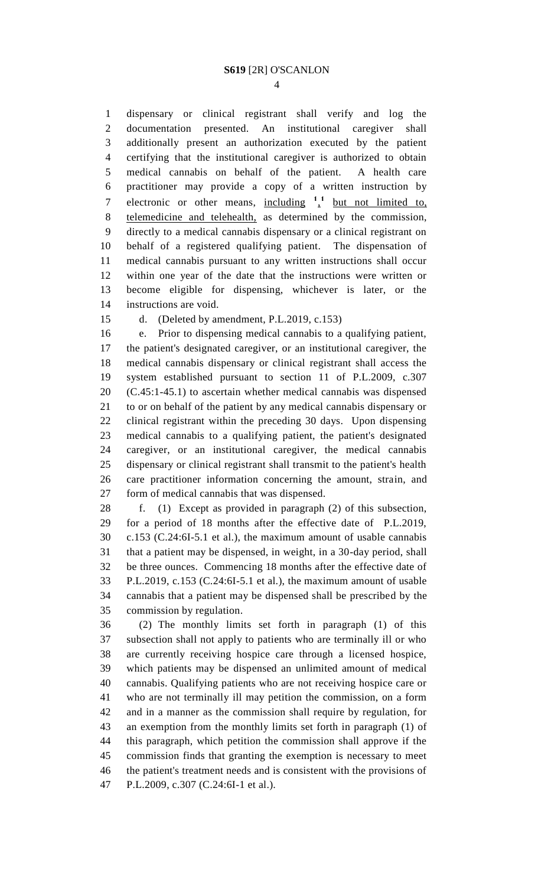dispensary or clinical registrant shall verify and log the documentation presented. An institutional caregiver shall additionally present an authorization executed by the patient certifying that the institutional caregiver is authorized to obtain medical cannabis on behalf of the patient. A health care practitioner may provide a copy of a written instruction by electronic or other means, including [1],[1] but not limited to, telemedicine and telehealth, as determined by the commission, directly to a medical cannabis dispensary or a clinical registrant on behalf of a registered qualifying patient. The dispensation of medical cannabis pursuant to any written instructions shall occur within one year of the date that the instructions were written or become eligible for dispensing, whichever is later, or the instructions are void.

d. (Deleted by amendment, P.L.2019, c.153)

e. Prior to dispensing medical cannabis to a qualifying patient, the patient's designated caregiver, or an institutional caregiver, the medical cannabis dispensary or clinical registrant shall access the system established pursuant to section 11 of P.L.2009, c.307 (C.45:1-45.1) to ascertain whether medical cannabis was dispensed to or on behalf of the patient by any medical cannabis dispensary or clinical registrant within the preceding 30 days. Upon dispensing medical cannabis to a qualifying patient, the patient's designated caregiver, or an institutional caregiver, the medical cannabis dispensary or clinical registrant shall transmit to the patient's health care practitioner information concerning the amount, strain, and form of medical cannabis that was dispensed.

f. (1) Except as provided in paragraph (2) of this subsection, for a period of 18 months after the effective date of P.L.2019, c.153 (C.24:6I-5.1 et al.), the maximum amount of usable cannabis that a patient may be dispensed, in weight, in a 30-day period, shall be three ounces. Commencing 18 months after the effective date of P.L.2019, c.153 (C.24:6I-5.1 et al.), the maximum amount of usable cannabis that a patient may be dispensed shall be prescribed by the commission by regulation.

(2) The monthly limits set forth in paragraph (1) of this subsection shall not apply to patients who are terminally ill or who are currently receiving hospice care through a licensed hospice, which patients may be dispensed an unlimited amount of medical cannabis. Qualifying patients who are not receiving hospice care or who are not terminally ill may petition the commission, on a form and in a manner as the commission shall require by regulation, for an exemption from the monthly limits set forth in paragraph (1) of this paragraph, which petition the commission shall approve if the commission finds that granting the exemption is necessary to meet the patient's treatment needs and is consistent with the provisions of P.L.2009, c.307 (C.24:6I-1 et al.).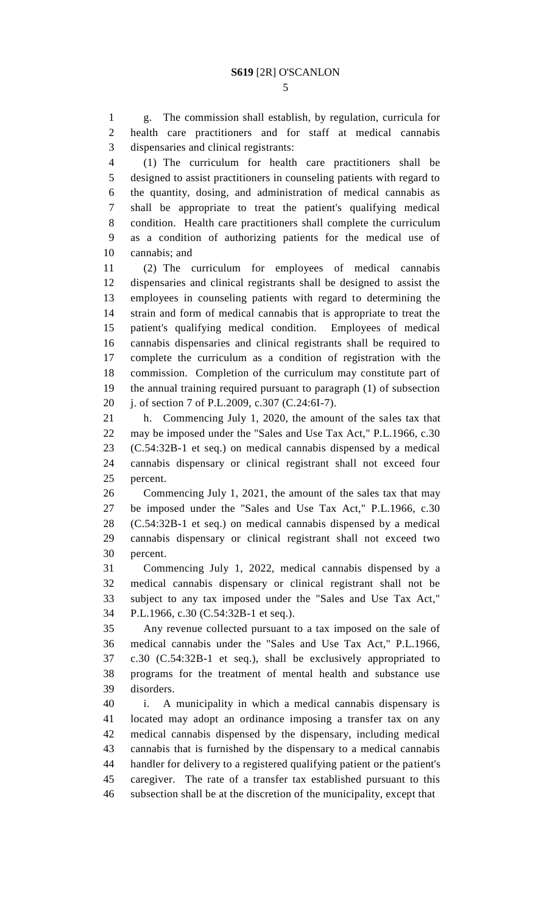g. The commission shall establish, by regulation, curricula for health care practitioners and for staff at medical cannabis dispensaries and clinical registrants:

(1) The curriculum for health care practitioners shall be designed to assist practitioners in counseling patients with regard to the quantity, dosing, and administration of medical cannabis as shall be appropriate to treat the patient's qualifying medical condition. Health care practitioners shall complete the curriculum as a condition of authorizing patients for the medical use of cannabis; and

(2) The curriculum for employees of medical cannabis dispensaries and clinical registrants shall be designed to assist the employees in counseling patients with regard to determining the strain and form of medical cannabis that is appropriate to treat the patient's qualifying medical condition. Employees of medical cannabis dispensaries and clinical registrants shall be required to complete the curriculum as a condition of registration with the commission. Completion of the curriculum may constitute part of the annual training required pursuant to paragraph (1) of subsection j. of section 7 of P.L.2009, c.307 (C.24:6I-7).

h. Commencing July 1, 2020, the amount of the sales tax that may be imposed under the "Sales and Use Tax Act," P.L.1966, c.30 (C.54:32B-1 et seq.) on medical cannabis dispensed by a medical cannabis dispensary or clinical registrant shall not exceed four percent.

Commencing July 1, 2021, the amount of the sales tax that may be imposed under the "Sales and Use Tax Act," P.L.1966, c.30 (C.54:32B-1 et seq.) on medical cannabis dispensed by a medical cannabis dispensary or clinical registrant shall not exceed two percent.

Commencing July 1, 2022, medical cannabis dispensed by a medical cannabis dispensary or clinical registrant shall not be subject to any tax imposed under the "Sales and Use Tax Act," P.L.1966, c.30 (C.54:32B-1 et seq.).

Any revenue collected pursuant to a tax imposed on the sale of medical cannabis under the "Sales and Use Tax Act," P.L.1966, c.30 (C.54:32B-1 et seq.), shall be exclusively appropriated to programs for the treatment of mental health and substance use disorders.

i. A municipality in which a medical cannabis dispensary is located may adopt an ordinance imposing a transfer tax on any medical cannabis dispensed by the dispensary, including medical cannabis that is furnished by the dispensary to a medical cannabis handler for delivery to a registered qualifying patient or the patient's caregiver. The rate of a transfer tax established pursuant to this subsection shall be at the discretion of the municipality, except that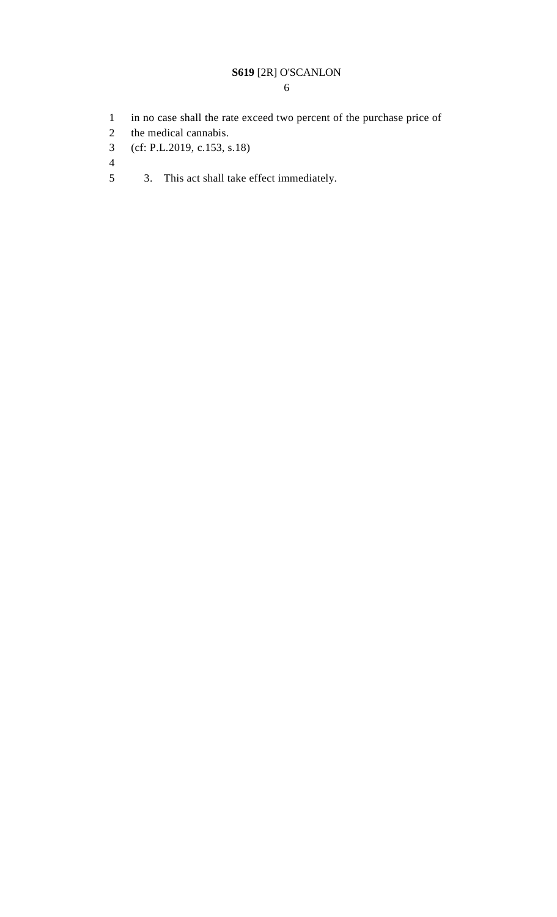in no case shall the rate exceed two percent of the purchase price of the medical cannabis.

(cf: P.L.2019, c.153, s.18)

3. This act shall take effect immediately.